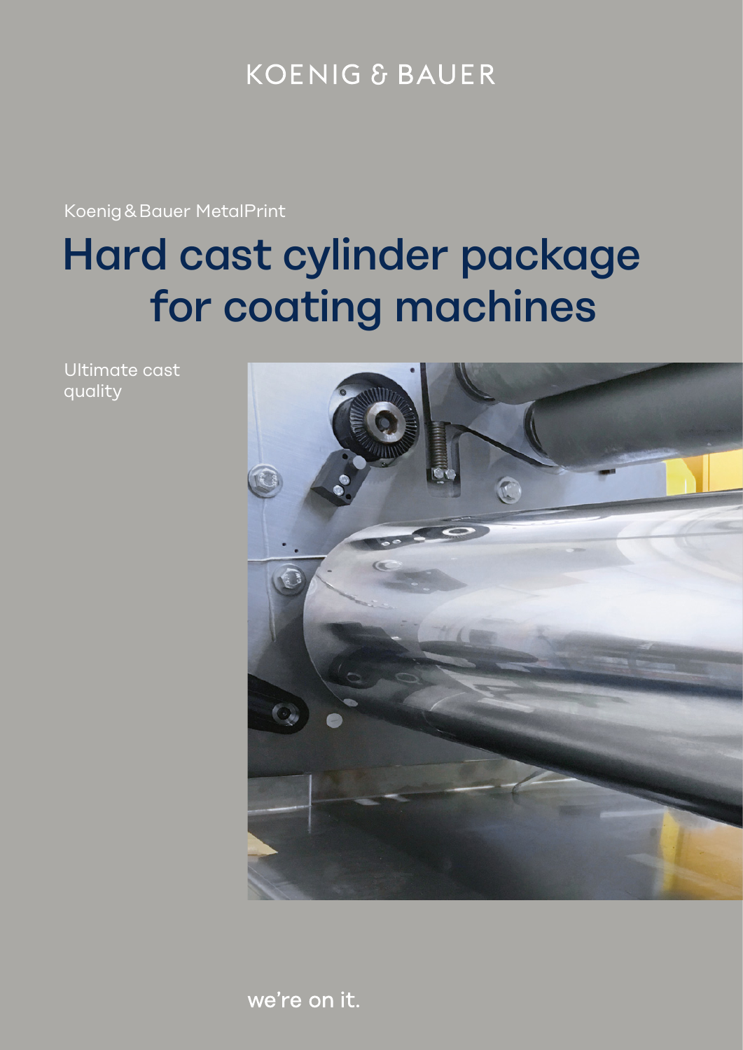KOENIG & BAUER

Koenig & Bauer MetalPrint

# Hard cast cylinder package for coating machines

Ultimate cast quality

we're on it.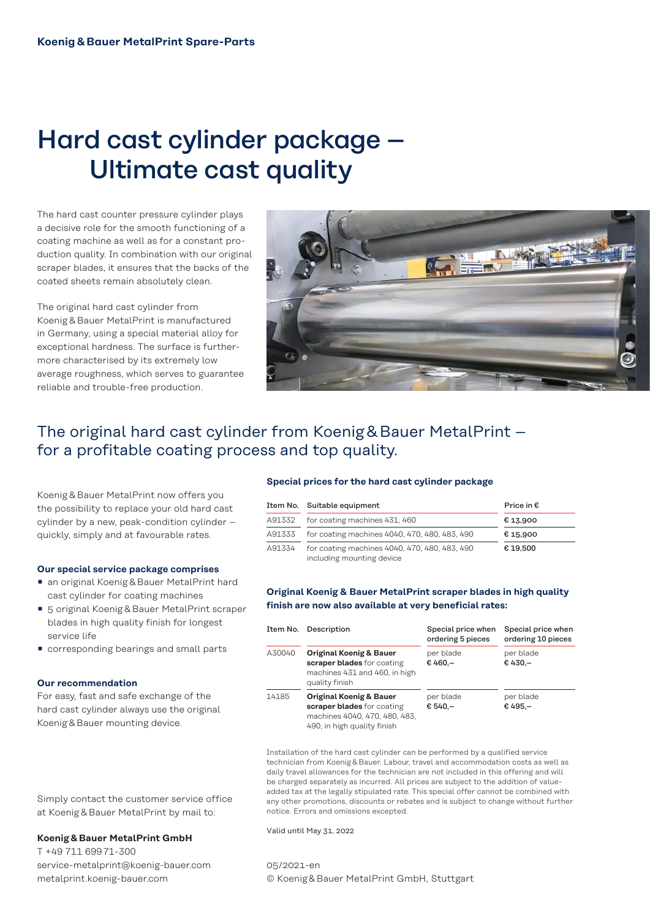# Hard cast cylinder package – Ultimate cast quality

The hard cast counter pressure cylinder plays a decisive role for the smooth functioning of a coating machine as well as for a constant production quality. In combination with our original scraper blades, it ensures that the backs of the coated sheets remain absolutely clean.

The original hard cast cylinder from Koenig & Bauer MetalPrint is manufactured in Germany, using a special material alloy for exceptional hardness. The surface is furthermore characterised by its extremely low average roughness, which serves to guarantee reliable and trouble-free production.

## The original hard cast cylinder from Koenig & Bauer MetalPrint – for a profitable coating process and top quality.

Koenig & Bauer MetalPrint now offers you the possibility to replace your old hard cast cylinder by a new, peak-condition cylinder – quickly, simply and at favourable rates.

### Our special service package comprises

- an original Koenig & Bauer MetalPrint hard cast cylinder for coating machines
- 5 original Koenig & Bauer MetalPrint scraper blades in high quality finish for longest service life
- corresponding bearings and small parts

### Our recommendation

For easy, fast and safe exchange of the hard cast cylinder always use the original Koenig & Bauer mounting device.

### Special prices for the hard cast cylinder package

| Item No. | Suitable equipment | Price in € |
|---|---|---|
| A91332 | for coating machines 431, 460 | € 13,900 |
| A91333 | for coating machines 4040, 470, 480, 483, 490 | € 15,900 |
| A91334 | for coating machines 4040, 470, 480, 483, 490 including mounting device | € 19,500 |

### Original Koenig & Bauer MetalPrint scraper blades in high quality finish are now also available at very beneficial rates:

| Item No. | Description | Special price when ordering 5 pieces | Special price when ordering 10 pieces |
|---|---|---|---|
| A30040 | **Original Koenig & Bauer scraper blades** for coating machines 431 and 460, in high quality finish | per blade **€ 460,–** | per blade **€ 430,–** |
| 14185 | **Original Koenig & Bauer scraper blades** for coating machines 4040, 470, 480, 483, 490, in high quality finish | per blade **€ 540,–** | per blade **€ 495,–** |

Installation of the hard cast cylinder can be performed by a qualified service technician from Koenig & Bauer. Labour, travel and accommodation costs as well as daily travel allowances for the technician are not included in this offering and will be charged separately as incurred. All prices are subject to the addition of value-added tax at the legally stipulated rate. This special offer cannot be combined with any other promotions, discounts or rebates and is subject to change without further notice. Errors and omissions excepted.

Valid until May 31, 2022

Simply contact the customer service office at Koenig & Bauer MetalPrint by mail to:

**Koenig & Bauer MetalPrint GmbH**
T +49 711 69971-300
service-metalprint@koenig-bauer.com
metalprint.koenig-bauer.com

05/2021-en
© Koenig & Bauer MetalPrint GmbH, Stuttgart